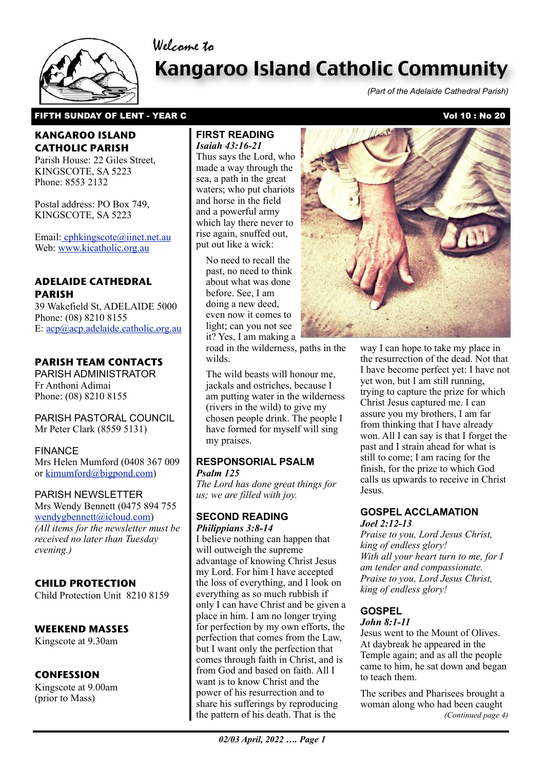Welcome to

# Kangaroo Island Catholic Community

*(Part of the Adelaide Cathedral Parish)*

**FIFTH SUNDAY OF LENT - YEAR C** **Vol 10 : No 20**

## KANGAROO ISLAND CATHOLIC PARISH

Parish House: 22 Giles Street, KINGSCOTE, SA 5223
Phone: 8553 2132

Postal address: PO Box 749, KINGSCOTE, SA 5223

Email: cphkingscote@iinet.net.au
Web: www.kicatholic.org.au

## ADELAIDE CATHEDRAL PARISH

39 Wakefield St, ADELAIDE 5000
Phone: (08) 8210 8155
E: acp@acp.adelaide.catholic.org.au

## PARISH TEAM CONTACTS

PARISH ADMINISTRATOR
Fr Anthoni Adimai
Phone: (08) 8210 8155

PARISH PASTORAL COUNCIL
Mr Peter Clark (8559 5131)

FINANCE
Mrs Helen Mumford (0408 367 009 or kimumford@bigpond.com)

PARISH NEWSLETTER
Mrs Wendy Bennett (0475 894 755 wendygbennett@icloud.com)
*(All items for the newsletter must be received no later than Tuesday evening.)*

## CHILD PROTECTION

Child Protection Unit 8210 8159

## WEEKEND MASSES

Kingscote at 9.30am

## CONFESSION

Kingscote at 9.00am (prior to Mass)

## FIRST READING

***Isaiah 43:16-21***

Thus says the Lord, who made a way through the sea, a path in the great waters; who put chariots and horse in the field and a powerful army which lay there never to rise again, snuffed out, put out like a wick:

No need to recall the past, no need to think about what was done before. See, I am doing a new deed, even now it comes to light; can you not see it? Yes, I am making a road in the wilderness, paths in the wilds.

The wild beasts will honour me, jackals and ostriches, because I am putting water in the wilderness (rivers in the wild) to give my chosen people drink. The people I have formed for myself will sing my praises.

## RESPONSORIAL PSALM

***Psalm 125***

*The Lord has done great things for us; we are filled with joy.*

## SECOND READING

***Philippians 3:8-14***

I believe nothing can happen that will outweigh the supreme advantage of knowing Christ Jesus my Lord. For him I have accepted the loss of everything, and I look on everything as so much rubbish if only I can have Christ and be given a place in him. I am no longer trying for perfection by my own efforts, the perfection that comes from the Law, but I want only the perfection that comes through faith in Christ, and is from God and based on faith. All I want is to know Christ and the power of his resurrection and to share his sufferings by reproducing the pattern of his death. That is the way I can hope to take my place in the resurrection of the dead. Not that I have become perfect yet: I have not yet won, but I am still running, trying to capture the prize for which Christ Jesus captured me. I can assure you my brothers, I am far from thinking that I have already won. All I can say is that I forget the past and I strain ahead for what is still to come; I am racing for the finish, for the prize to which God calls us upwards to receive in Christ Jesus.

## GOSPEL ACCLAMATION

***Joel 2:12-13***

*Praise to you, Lord Jesus Christ, king of endless glory!*
*With all your heart turn to me, for I am tender and compassionate.*
*Praise to you, Lord Jesus Christ, king of endless glory!*

## GOSPEL

***John 8:1-11***

Jesus went to the Mount of Olives. At daybreak he appeared in the Temple again; and as all the people came to him, he sat down and began to teach them.

The scribes and Pharisees brought a woman along who had been caught

*(Continued page 4)*

*02/03 April, 2022 …. Page 1*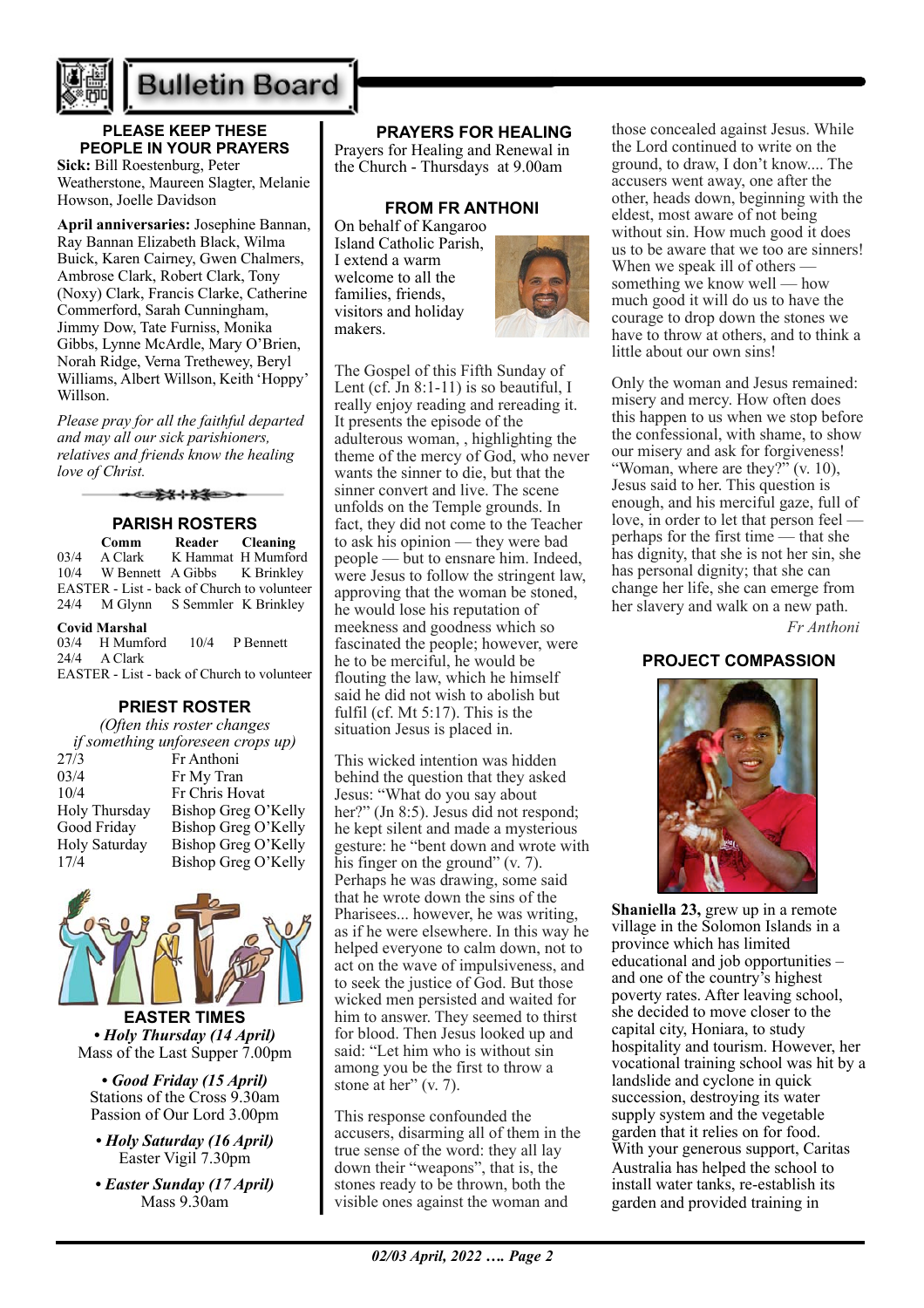# Bulletin Board

### PLEASE KEEP THESE PEOPLE IN YOUR PRAYERS

**Sick:** Bill Roestenburg, Peter Weatherstone, Maureen Slagter, Melanie Howson, Joelle Davidson

**April anniversaries:** Josephine Bannan, Ray Bannan Elizabeth Black, Wilma Buick, Karen Cairney, Gwen Chalmers, Ambrose Clark, Robert Clark, Tony (Noxy) Clark, Francis Clarke, Catherine Commerford, Sarah Cunningham, Jimmy Dow, Tate Furniss, Monika Gibbs, Lynne McArdle, Mary O'Brien, Norah Ridge, Verna Trethewey, Beryl Williams, Albert Willson, Keith 'Hoppy' Willson.

*Please pray for all the faithful departed and may all our sick parishioners, relatives and friends know the healing love of Christ.*

### PARISH ROSTERS

| | Comm | Reader | Cleaning |
|---|---|---|---|
| 03/4 | A Clark | K Hammat | H Mumford |
| 10/4 | W Bennett | A Gibbs | K Brinkley |
| EASTER - List - back of Church to volunteer | | | |
| 24/4 | M Glynn | S Semmler | K Brinkley |

**Covid Marshal**

03/4 H Mumford  10/4 P Bennett
24/4 A Clark
EASTER - List - back of Church to volunteer

### PRIEST ROSTER

*(Often this roster changes if something unforeseen crops up)*

| | |
|---|---|
| 27/3 | Fr Anthoni |
| 03/4 | Fr My Tran |
| 10/4 | Fr Chris Hovat |
| Holy Thursday | Bishop Greg O'Kelly |
| Good Friday | Bishop Greg O'Kelly |
| Holy Saturday | Bishop Greg O'Kelly |
| 17/4 | Bishop Greg O'Kelly |

### EASTER TIMES

***• Holy Thursday (14 April)***
Mass of the Last Supper 7.00pm

***• Good Friday (15 April)***
Stations of the Cross 9.30am
Passion of Our Lord 3.00pm

***• Holy Saturday (16 April)***
Easter Vigil 7.30pm

***• Easter Sunday (17 April)***
Mass 9.30am

### PRAYERS FOR HEALING

Prayers for Healing and Renewal in the Church - Thursdays at 9.00am

### FROM FR ANTHONI

On behalf of Kangaroo Island Catholic Parish, I extend a warm welcome to all the families, friends, visitors and holiday makers.

The Gospel of this Fifth Sunday of Lent (cf. Jn 8:1-11) is so beautiful, I really enjoy reading and rereading it. It presents the episode of the adulterous woman, , highlighting the theme of the mercy of God, who never wants the sinner to die, but that the sinner convert and live. The scene unfolds on the Temple grounds. In fact, they did not come to the Teacher to ask his opinion — they were bad people — but to ensnare him. Indeed, were Jesus to follow the stringent law, approving that the woman be stoned, he would lose his reputation of meekness and goodness which so fascinated the people; however, were he to be merciful, he would be flouting the law, which he himself said he did not wish to abolish but fulfil (cf. Mt 5:17). This is the situation Jesus is placed in.

This wicked intention was hidden behind the question that they asked Jesus: "What do you say about her?" (Jn 8:5). Jesus did not respond; he kept silent and made a mysterious gesture: he "bent down and wrote with his finger on the ground" (v. 7). Perhaps he was drawing, some said that he wrote down the sins of the Pharisees... however, he was writing, as if he were elsewhere. In this way he helped everyone to calm down, not to act on the wave of impulsiveness, and to seek the justice of God. But those wicked men persisted and waited for him to answer. They seemed to thirst for blood. Then Jesus looked up and said: "Let him who is without sin among you be the first to throw a stone at her" (v. 7).

This response confounded the accusers, disarming all of them in the true sense of the word: they all lay down their "weapons", that is, the stones ready to be thrown, both the visible ones against the woman and those concealed against Jesus. While the Lord continued to write on the ground, to draw, I don't know.... The accusers went away, one after the other, heads down, beginning with the eldest, most aware of not being without sin. How much good it does us to be aware that we too are sinners! When we speak ill of others — something we know well — how much good it will do us to have the courage to drop down the stones we have to throw at others, and to think a little about our own sins!

Only the woman and Jesus remained: misery and mercy. How often does this happen to us when we stop before the confessional, with shame, to show our misery and ask for forgiveness! "Woman, where are they?" (v. 10), Jesus said to her. This question is enough, and his merciful gaze, full of love, in order to let that person feel — perhaps for the first time — that she has dignity, that she is not her sin, she has personal dignity; that she can change her life, she can emerge from her slavery and walk on a new path.

*Fr Anthoni*

### PROJECT COMPASSION

**Shaniella 23,** grew up in a remote village in the Solomon Islands in a province which has limited educational and job opportunities – and one of the country's highest poverty rates. After leaving school, she decided to move closer to the capital city, Honiara, to study hospitality and tourism. However, her vocational training school was hit by a landslide and cyclone in quick succession, destroying its water supply system and the vegetable garden that it relies on for food. With your generous support, Caritas Australia has helped the school to install water tanks, re-establish its garden and provided training in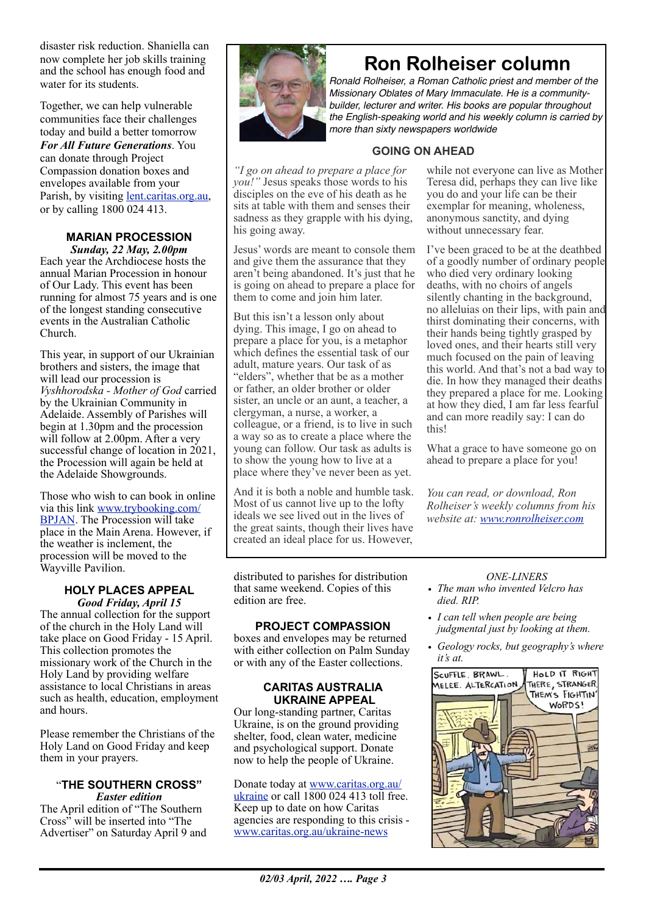disaster risk reduction. Shaniella can now complete her job skills training and the school has enough food and water for its students.

Together, we can help vulnerable communities face their challenges today and build a better tomorrow ***For All Future Generations***. You can donate through Project Compassion donation boxes and envelopes available from your Parish, by visiting lent.caritas.org.au, or by calling 1800 024 413.

### MARIAN PROCESSION

***Sunday, 22 May, 2.00pm***

Each year the Archdiocese hosts the annual Marian Procession in honour of Our Lady. This event has been running for almost 75 years and is one of the longest standing consecutive events in the Australian Catholic Church.

This year, in support of our Ukrainian brothers and sisters, the image that will lead our procession is *Vyshhorodska - Mother of God* carried by the Ukrainian Community in Adelaide. Assembly of Parishes will begin at 1.30pm and the procession will follow at 2.00pm. After a very successful change of location in 2021, the Procession will again be held at the Adelaide Showgrounds.

Those who wish to can book in online via this link www.trybooking.com/BPJAN. The Procession will take place in the Main Arena. However, if the weather is inclement, the procession will be moved to the Wayville Pavilion.

### HOLY PLACES APPEAL

***Good Friday, April 15***

The annual collection for the support of the church in the Holy Land will take place on Good Friday - 15 April. This collection promotes the missionary work of the Church in the Holy Land by providing welfare assistance to local Christians in areas such as health, education, employment and hours.

Please remember the Christians of the Holy Land on Good Friday and keep them in your prayers.

### "THE SOUTHERN CROSS"

***Easter edition***

The April edition of "The Southern Cross" will be inserted into "The Advertiser" on Saturday April 9 and distributed to parishes for distribution that same weekend. Copies of this edition are free.

## Ron Rolheiser column

*Ronald Rolheiser, a Roman Catholic priest and member of the Missionary Oblates of Mary Immaculate. He is a community-builder, lecturer and writer. His books are popular throughout the English-speaking world and his weekly column is carried by more than sixty newspapers worldwide*

### GOING ON AHEAD

*"I go on ahead to prepare a place for you!"* Jesus speaks those words to his disciples on the eve of his death as he sits at table with them and senses their sadness as they grapple with his dying, his going away.

Jesus' words are meant to console them and give them the assurance that they aren't being abandoned. It's just that he is going on ahead to prepare a place for them to come and join him later.

But this isn't a lesson only about dying. This image, I go on ahead to prepare a place for you, is a metaphor which defines the essential task of our adult, mature years. Our task of as "elders", whether that be as a mother or father, an older brother or older sister, an uncle or an aunt, a teacher, a clergyman, a nurse, a worker, a colleague, or a friend, is to live in such a way so as to create a place where the young can follow. Our task as adults is to show the young how to live at a place where they've never been as yet.

And it is both a noble and humble task. Most of us cannot live up to the lofty ideals we see lived out in the lives of the great saints, though their lives have created an ideal place for us. However, while not everyone can live as Mother Teresa did, perhaps they can live like you do and your life can be their exemplar for meaning, wholeness, anonymous sanctity, and dying without unnecessary fear.

I've been graced to be at the deathbed of a goodly number of ordinary people who died very ordinary looking deaths, with no choirs of angels silently chanting in the background, no alleluias on their lips, with pain and thirst dominating their concerns, with their hands being tightly grasped by loved ones, and their hearts still very much focused on the pain of leaving this world. And that's not a bad way to die. In how they managed their deaths they prepared a place for me. Looking at how they died, I am far less fearful and can more readily say: I can do this!

What a grace to have someone go on ahead to prepare a place for you!

*You can read, or download, Ron Rolheiser's weekly columns from his website at: www.ronrolheiser.com*

### PROJECT COMPASSION

boxes and envelopes may be returned with either collection on Palm Sunday or with any of the Easter collections.

### CARITAS AUSTRALIA UKRAINE APPEAL

Our long-standing partner, Caritas Ukraine, is on the ground providing shelter, food, clean water, medicine and psychological support. Donate now to help the people of Ukraine.

Donate today at www.caritas.org.au/ukraine or call 1800 024 413 toll free. Keep up to date on how Caritas agencies are responding to this crisis - www.caritas.org.au/ukraine-news

*ONE-LINERS*

- *The man who invented Velcro has died. RIP.*
- *I can tell when people are being judgmental just by looking at them.*
- *Geology rocks, but geography's where it's at.*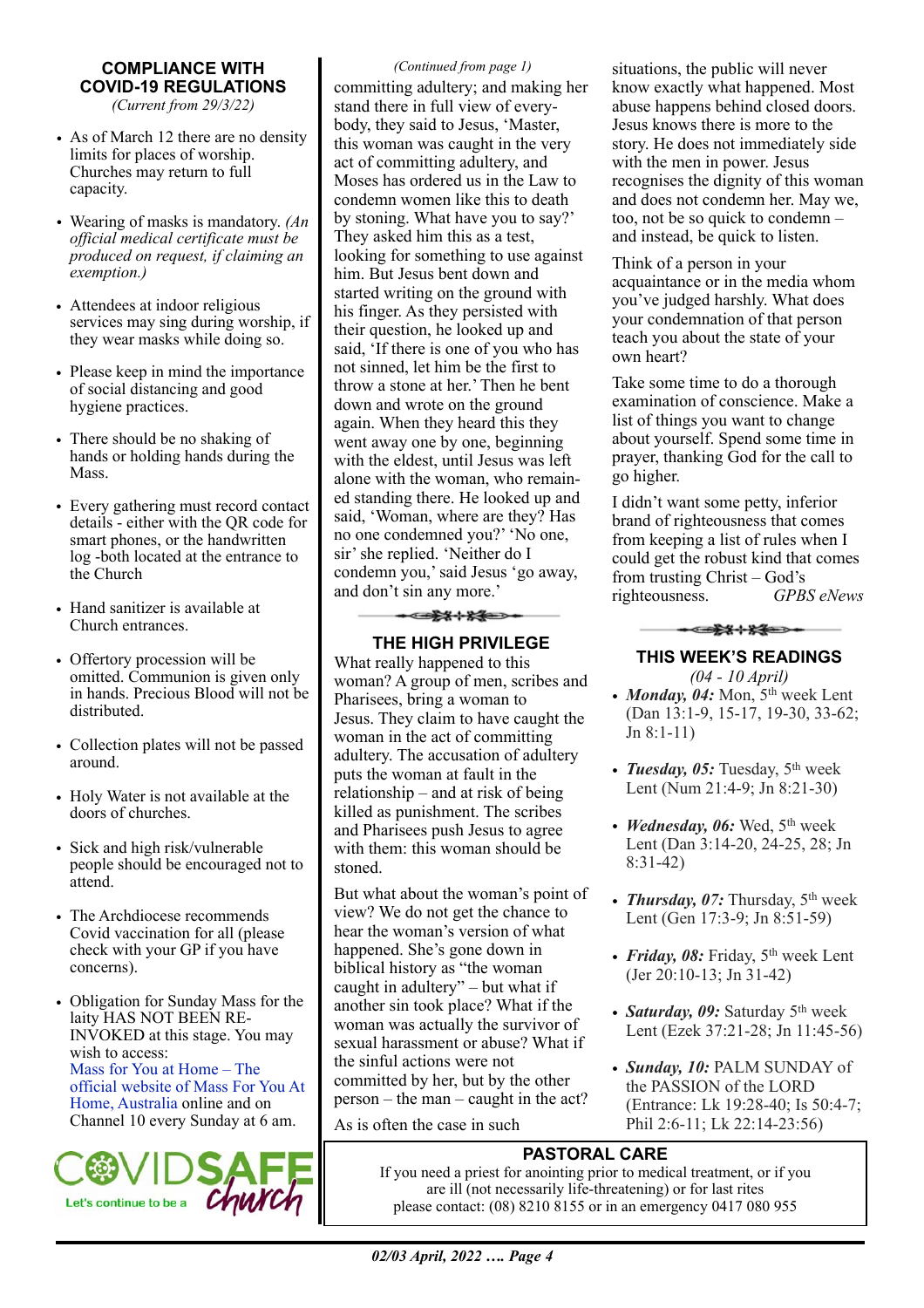## COMPLIANCE WITH COVID-19 REGULATIONS

*(Current from 29/3/22)*

- As of March 12 there are no density limits for places of worship. Churches may return to full capacity.
- Wearing of masks is mandatory. *(An official medical certificate must be produced on request, if claiming an exemption.)*
- Attendees at indoor religious services may sing during worship, if they wear masks while doing so.
- Please keep in mind the importance of social distancing and good hygiene practices.
- There should be no shaking of hands or holding hands during the Mass.
- Every gathering must record contact details - either with the QR code for smart phones, or the handwritten log -both located at the entrance to the Church
- Hand sanitizer is available at Church entrances.
- Offertory procession will be omitted. Communion is given only in hands. Precious Blood will not be distributed.
- Collection plates will not be passed around.
- Holy Water is not available at the doors of churches.
- Sick and high risk/vulnerable people should be encouraged not to attend.
- The Archdiocese recommends Covid vaccination for all (please check with your GP if you have concerns).
- Obligation for Sunday Mass for the laity HAS NOT BEEN RE-INVOKED at this stage. You may wish to access: Mass for You at Home – The official website of Mass For You At Home, Australia online and on Channel 10 every Sunday at 6 am.

COVIDSAFE church
Let's continue to be a

*(Continued from page 1)*

committing adultery; and making her stand there in full view of everybody, they said to Jesus, 'Master, this woman was caught in the very act of committing adultery, and Moses has ordered us in the Law to condemn women like this to death by stoning. What have you to say?' They asked him this as a test, looking for something to use against him. But Jesus bent down and started writing on the ground with his finger. As they persisted with their question, he looked up and said, 'If there is one of you who has not sinned, let him be the first to throw a stone at her.' Then he bent down and wrote on the ground again. When they heard this they went away one by one, beginning with the eldest, until Jesus was left alone with the woman, who remained standing there. He looked up and said, 'Woman, where are they? Has no one condemned you?' 'No one, sir' she replied. 'Neither do I condemn you,' said Jesus 'go away, and don't sin any more.'

## THE HIGH PRIVILEGE

What really happened to this woman? A group of men, scribes and Pharisees, bring a woman to Jesus. They claim to have caught the woman in the act of committing adultery. The accusation of adultery puts the woman at fault in the relationship – and at risk of being killed as punishment. The scribes and Pharisees push Jesus to agree with them: this woman should be stoned.

But what about the woman's point of view? We do not get the chance to hear the woman's version of what happened. She's gone down in biblical history as "the woman caught in adultery" – but what if another sin took place? What if the woman was actually the survivor of sexual harassment or abuse? What if the sinful actions were not committed by her, but by the other person – the man – caught in the act?

As is often the case in such situations, the public will never know exactly what happened. Most abuse happens behind closed doors. Jesus knows there is more to the story. He does not immediately side with the men in power. Jesus recognises the dignity of this woman and does not condemn her. May we, too, not be so quick to condemn – and instead, be quick to listen.

Think of a person in your acquaintance or in the media whom you've judged harshly. What does your condemnation of that person teach you about the state of your own heart?

Take some time to do a thorough examination of conscience. Make a list of things you want to change about yourself. Spend some time in prayer, thanking God for the call to go higher.

I didn't want some petty, inferior brand of righteousness that comes from keeping a list of rules when I could get the robust kind that comes from trusting Christ – God's righteousness. *GPBS eNews*

## THIS WEEK'S READINGS

*(04 - 10 April)*

- ***Monday, 04:*** Mon, 5th week Lent (Dan 13:1-9, 15-17, 19-30, 33-62; Jn 8:1-11)
- ***Tuesday, 05:*** Tuesday, 5th week Lent (Num 21:4-9; Jn 8:21-30)
- ***Wednesday, 06:*** Wed, 5th week Lent (Dan 3:14-20, 24-25, 28; Jn 8:31-42)
- ***Thursday, 07:*** Thursday, 5th week Lent (Gen 17:3-9; Jn 8:51-59)
- ***Friday, 08:*** Friday, 5th week Lent (Jer 20:10-13; Jn 31-42)
- ***Saturday, 09:*** Saturday 5th week Lent (Ezek 37:21-28; Jn 11:45-56)
- ***Sunday, 10:*** PALM SUNDAY of the PASSION of the LORD (Entrance: Lk 19:28-40; Is 50:4-7; Phil 2:6-11; Lk 22:14-23:56)

## PASTORAL CARE

If you need a priest for anointing prior to medical treatment, or if you are ill (not necessarily life-threatening) or for last rites please contact: (08) 8210 8155 or in an emergency 0417 080 955